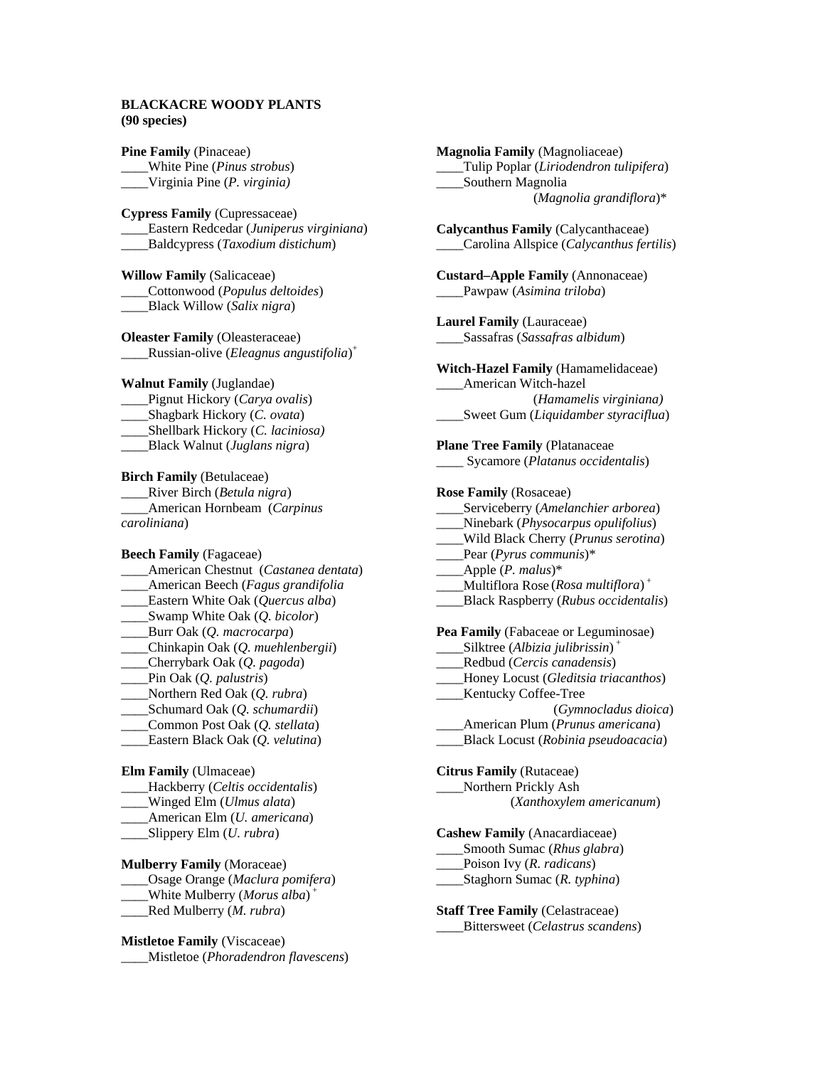**BLACKACRE WOODY PLANTS**
**(90 species)**

**Pine Family** (Pinaceae)
____White Pine (*Pinus strobus*)
____Virginia Pine (*P. virginia)*

**Cypress Family** (Cupressaceae)
____Eastern Redcedar (*Juniperus virginiana*)
____Baldcypress (*Taxodium distichum*)

**Willow Family** (Salicaceae)
____Cottonwood (*Populus deltoides*)
____Black Willow (*Salix nigra*)

**Oleaster Family** (Oleasteraceae)
____Russian-olive (*Eleagnus angustifolia*)+

**Walnut Family** (Juglandae)
____Pignut Hickory (*Carya ovalis*)
____Shagbark Hickory (*C. ovata*)
____Shellbark Hickory (*C. laciniosa)*
____Black Walnut (*Juglans nigra*)

**Birch Family** (Betulaceae)
____River Birch (*Betula nigra*)
____American Hornbeam (*Carpinus caroliniana*)

**Beech Family** (Fagaceae)
____American Chestnut (*Castanea dentata*)
____American Beech (*Fagus grandifolia*
____Eastern White Oak (*Quercus alba*)
____Swamp White Oak (*Q. bicolor*)
____Burr Oak (*Q. macrocarpa*)
____Chinkapin Oak (*Q. muehlenbergii*)
____Cherrybark Oak (*Q. pagoda*)
____Pin Oak (*Q. palustris*)
____Northern Red Oak (*Q. rubra*)
____Schumard Oak (*Q. schumardii*)
____Common Post Oak (*Q. stellata*)
____Eastern Black Oak (*Q. velutina*)

**Elm Family** (Ulmaceae)
____Hackberry (*Celtis occidentalis*)
____Winged Elm (*Ulmus alata*)
____American Elm (*U. americana*)
____Slippery Elm (*U. rubra*)

**Mulberry Family** (Moraceae)
____Osage Orange (*Maclura pomifera*)
____White Mulberry (*Morus alba*)+
____Red Mulberry (*M. rubra*)

**Mistletoe Family** (Viscaceae)
____Mistletoe (*Phoradendron flavescens*)

**Magnolia Family** (Magnoliaceae)
____Tulip Poplar (*Liriodendron tulipifera*)
____Southern Magnolia (*Magnolia grandiflora*)*

**Calycanthus Family** (Calycanthaceae)
____Carolina Allspice (*Calycanthus fertilis*)

**Custard–Apple Family** (Annonaceae)
____Pawpaw (*Asimina triloba*)

**Laurel Family** (Lauraceae)
____Sassafras (*Sassafras albidum*)

**Witch-Hazel Family** (Hamamelidaceae)
____American Witch-hazel (*Hamamelis virginiana)*
____Sweet Gum (*Liquidamber styraciflua*)

**Plane Tree Family** (Platanaceae
____ Sycamore (*Platanus occidentalis*)

**Rose Family** (Rosaceae)
____Serviceberry (*Amelanchier arborea*)
____Ninebark (*Physocarpus opulifolius*)
____Wild Black Cherry (*Prunus serotina*)
____Pear (*Pyrus communis*)*
____Apple (*P. malus*)*
____Multiflora Rose (*Rosa multiflora*)+
____Black Raspberry (*Rubus occidentalis*)

**Pea Family** (Fabaceae or Leguminosae)
____Silktree (*Albizia julibrissin*)+
____Redbud (*Cercis canadensis*)
____Honey Locust (*Gleditsia triacanthos*)
____Kentucky Coffee-Tree (*Gymnocladus dioica*)
____American Plum (*Prunus americana*)
____Black Locust (*Robinia pseudoacacia*)

**Citrus Family** (Rutaceae)
____Northern Prickly Ash (*Xanthoxylem americanum*)

**Cashew Family** (Anacardiaceae)
____Smooth Sumac (*Rhus glabra*)
____Poison Ivy (*R. radicans*)
____Staghorn Sumac (*R. typhina*)

**Staff Tree Family** (Celastraceae)
____Bittersweet (*Celastrus scandens*)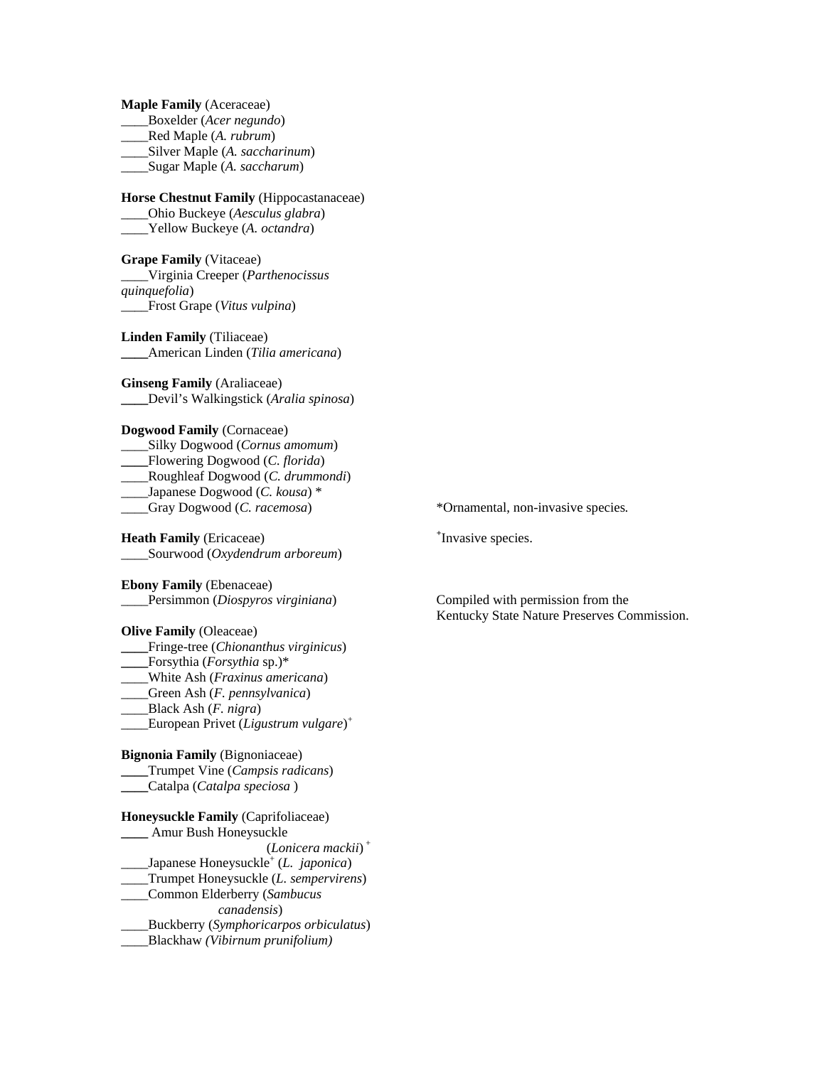**Maple Family** (Aceraceae)
____Boxelder (*Acer negundo*)
____Red Maple (*A. rubrum*)
____Silver Maple (*A. saccharinum*)
____Sugar Maple (*A. saccharum*)

**Horse Chestnut Family** (Hippocastanaceae)
____Ohio Buckeye (*Aesculus glabra*)
____Yellow Buckeye (*A. octandra*)

**Grape Family** (Vitaceae)
____Virginia Creeper (*Parthenocissus quinquefolia*)
____Frost Grape (*Vitus vulpina*)

**Linden Family** (Tiliaceae)
____American Linden (*Tilia americana*)

**Ginseng Family** (Araliaceae)
____Devil's Walkingstick (*Aralia spinosa*)

**Dogwood Family** (Cornaceae)
____Silky Dogwood (*Cornus amomum*)
____Flowering Dogwood (*C. florida*)
____Roughleaf Dogwood (*C. drummondi*)
____Japanese Dogwood (*C. kousa*) *
____Gray Dogwood (*C. racemosa*)

**Heath Family** (Ericaceae)
____Sourwood (*Oxydendrum arboreum*)

**Ebony Family** (Ebenaceae)
____Persimmon (*Diospyros virginiana*)

**Olive Family** (Oleaceae)
____Fringe-tree (*Chionanthus virginicus*)
____Forsythia (*Forsythia* sp.)*
____White Ash (*Fraxinus americana*)
____Green Ash (*F. pennsylvanica*)
____Black Ash (*F. nigra*)
____European Privet (*Ligustrum vulgare*)+

**Bignonia Family** (Bignoniaceae)
____Trumpet Vine (*Campsis radicans*)
____Catalpa (*Catalpa speciosa* )

**Honeysuckle Family** (Caprifoliaceae)
____ Amur Bush Honeysuckle (*Lonicera mackii*) +
____Japanese Honeysuckle+ (*L. japonica*)
____Trumpet Honeysuckle (*L. sempervirens*)
____Common Elderberry (*Sambucus canadensis*)
____Buckberry (*Symphoricarpos orbiculatus*)
____Blackhaw *(Vibirnum prunifolium)*

*Ornamental, non-invasive species.

+Invasive species.

Compiled with permission from the Kentucky State Nature Preserves Commission.